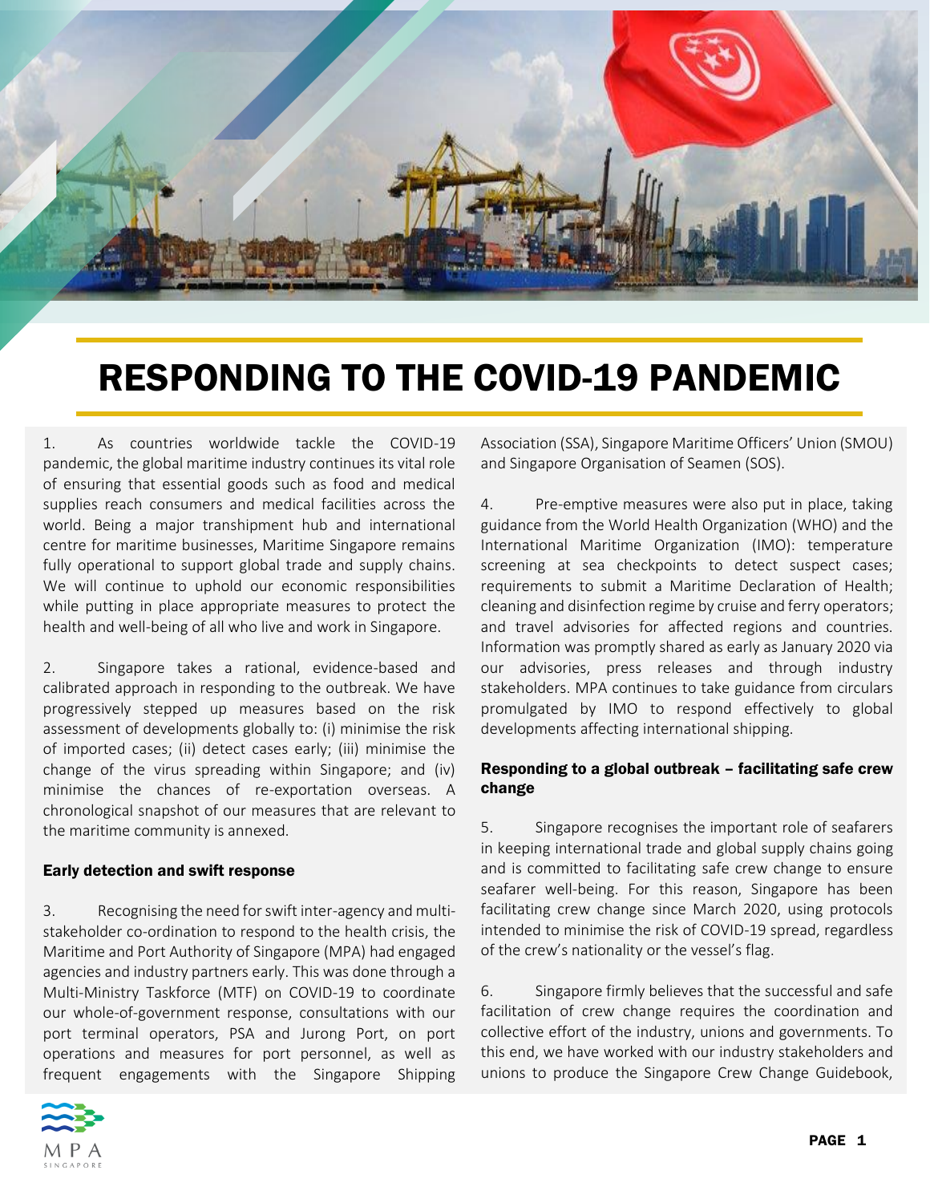# RESPONDING TO THE COVID-19 PANDEMIC

1. As countries worldwide tackle the COVID-19 pandemic, the global maritime industry continues its vital role of ensuring that essential goods such as food and medical supplies reach consumers and medical facilities across the world. Being a major transhipment hub and international centre for maritime businesses, Maritime Singapore remains fully operational to support global trade and supply chains. We will continue to uphold our economic responsibilities while putting in place appropriate measures to protect the health and well-being of all who live and work in Singapore.

2. Singapore takes a rational, evidence-based and calibrated approach in responding to the outbreak. We have progressively stepped up measures based on the risk assessment of developments globally to: (i) minimise the risk of imported cases; (ii) detect cases early; (iii) minimise the change of the virus spreading within Singapore; and (iv) minimise the chances of re-exportation overseas. A chronological snapshot of our measures that are relevant to the maritime community is annexed.

**Early detection and swift response**

3. Recognising the need for swift inter-agency and multi-stakeholder co-ordination to respond to the health crisis, the Maritime and Port Authority of Singapore (MPA) had engaged agencies and industry partners early. This was done through a Multi-Ministry Taskforce (MTF) on COVID-19 to coordinate our whole-of-government response, consultations with our port terminal operators, PSA and Jurong Port, on port operations and measures for port personnel, as well as frequent engagements with the Singapore Shipping Association (SSA), Singapore Maritime Officers' Union (SMOU) and Singapore Organisation of Seamen (SOS).

4. Pre-emptive measures were also put in place, taking guidance from the World Health Organization (WHO) and the International Maritime Organization (IMO): temperature screening at sea checkpoints to detect suspect cases; requirements to submit a Maritime Declaration of Health; cleaning and disinfection regime by cruise and ferry operators; and travel advisories for affected regions and countries. Information was promptly shared as early as January 2020 via our advisories, press releases and through industry stakeholders. MPA continues to take guidance from circulars promulgated by IMO to respond effectively to global developments affecting international shipping.

**Responding to a global outbreak – facilitating safe crew change**

5. Singapore recognises the important role of seafarers in keeping international trade and global supply chains going and is committed to facilitating safe crew change to ensure seafarer well-being. For this reason, Singapore has been facilitating crew change since March 2020, using protocols intended to minimise the risk of COVID-19 spread, regardless of the crew's nationality or the vessel's flag.

6. Singapore firmly believes that the successful and safe facilitation of crew change requires the coordination and collective effort of the industry, unions and governments. To this end, we have worked with our industry stakeholders and unions to produce the Singapore Crew Change Guidebook,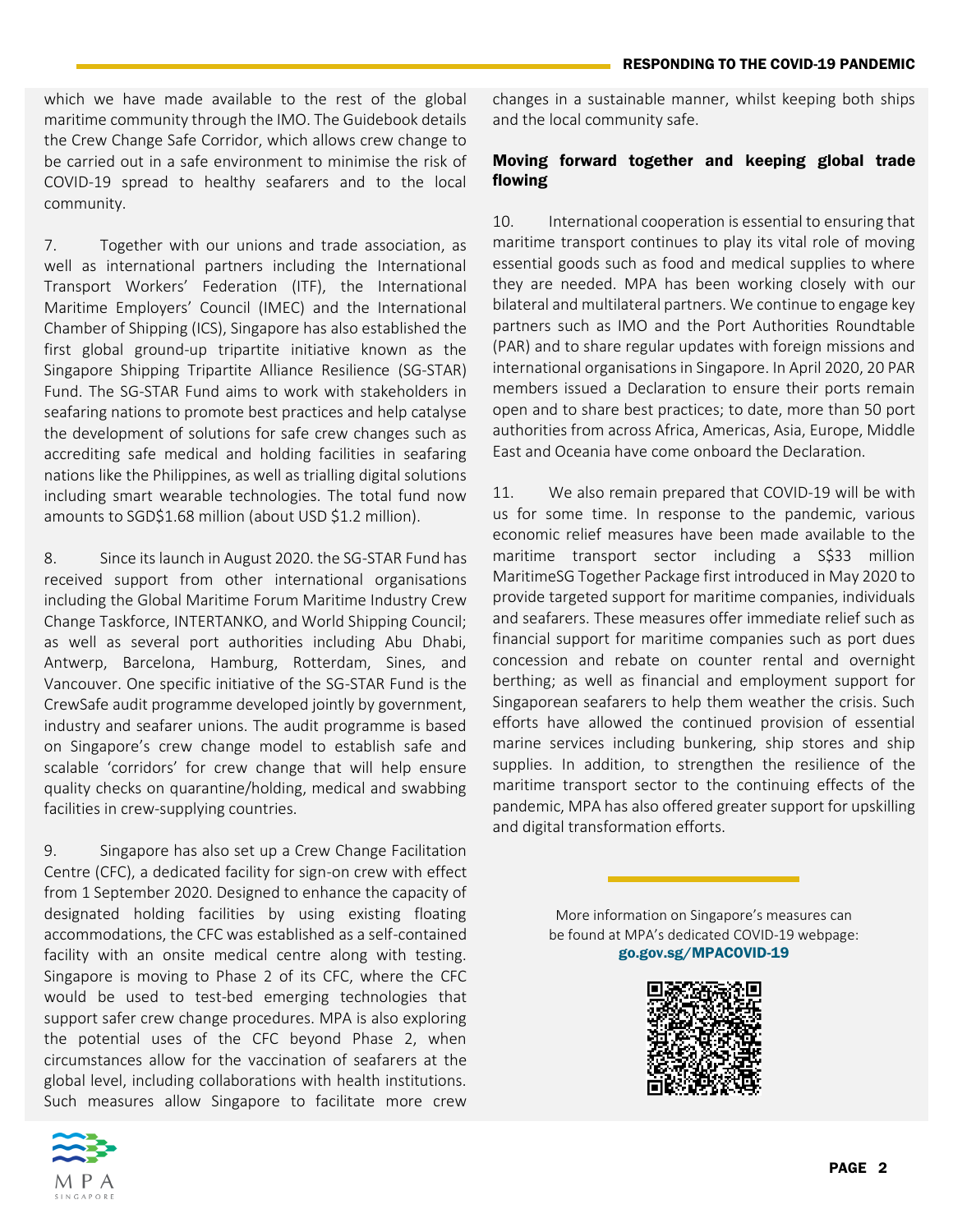which we have made available to the rest of the global maritime community through the IMO. The Guidebook details the Crew Change Safe Corridor, which allows crew change to be carried out in a safe environment to minimise the risk of COVID-19 spread to healthy seafarers and to the local community.

7. Together with our unions and trade association, as well as international partners including the International Transport Workers' Federation (ITF), the International Maritime Employers' Council (IMEC) and the International Chamber of Shipping (ICS), Singapore has also established the first global ground-up tripartite initiative known as the Singapore Shipping Tripartite Alliance Resilience (SG-STAR) Fund. The SG-STAR Fund aims to work with stakeholders in seafaring nations to promote best practices and help catalyse the development of solutions for safe crew changes such as accrediting safe medical and holding facilities in seafaring nations like the Philippines, as well as trialling digital solutions including smart wearable technologies. The total fund now amounts to SGD$1.68 million (about USD $1.2 million).

8. Since its launch in August 2020. the SG-STAR Fund has received support from other international organisations including the Global Maritime Forum Maritime Industry Crew Change Taskforce, INTERTANKO, and World Shipping Council; as well as several port authorities including Abu Dhabi, Antwerp, Barcelona, Hamburg, Rotterdam, Sines, and Vancouver. One specific initiative of the SG-STAR Fund is the CrewSafe audit programme developed jointly by government, industry and seafarer unions. The audit programme is based on Singapore's crew change model to establish safe and scalable 'corridors' for crew change that will help ensure quality checks on quarantine/holding, medical and swabbing facilities in crew-supplying countries.

9. Singapore has also set up a Crew Change Facilitation Centre (CFC), a dedicated facility for sign-on crew with effect from 1 September 2020. Designed to enhance the capacity of designated holding facilities by using existing floating accommodations, the CFC was established as a self-contained facility with an onsite medical centre along with testing. Singapore is moving to Phase 2 of its CFC, where the CFC would be used to test-bed emerging technologies that support safer crew change procedures. MPA is also exploring the potential uses of the CFC beyond Phase 2, when circumstances allow for the vaccination of seafarers at the global level, including collaborations with health institutions. Such measures allow Singapore to facilitate more crew changes in a sustainable manner, whilst keeping both ships and the local community safe.

## Moving forward together and keeping global trade flowing

10. International cooperation is essential to ensuring that maritime transport continues to play its vital role of moving essential goods such as food and medical supplies to where they are needed. MPA has been working closely with our bilateral and multilateral partners. We continue to engage key partners such as IMO and the Port Authorities Roundtable (PAR) and to share regular updates with foreign missions and international organisations in Singapore. In April 2020, 20 PAR members issued a Declaration to ensure their ports remain open and to share best practices; to date, more than 50 port authorities from across Africa, Americas, Asia, Europe, Middle East and Oceania have come onboard the Declaration.

11. We also remain prepared that COVID-19 will be with us for some time. In response to the pandemic, various economic relief measures have been made available to the maritime transport sector including a S$33 million MaritimeSG Together Package first introduced in May 2020 to provide targeted support for maritime companies, individuals and seafarers. These measures offer immediate relief such as financial support for maritime companies such as port dues concession and rebate on counter rental and overnight berthing; as well as financial and employment support for Singaporean seafarers to help them weather the crisis. Such efforts have allowed the continued provision of essential marine services including bunkering, ship stores and ship supplies. In addition, to strengthen the resilience of the maritime transport sector to the continuing effects of the pandemic, MPA has also offered greater support for upskilling and digital transformation efforts.

More information on Singapore's measures can be found at MPA's dedicated COVID-19 webpage: **go.gov.sg/MPACOVID-19**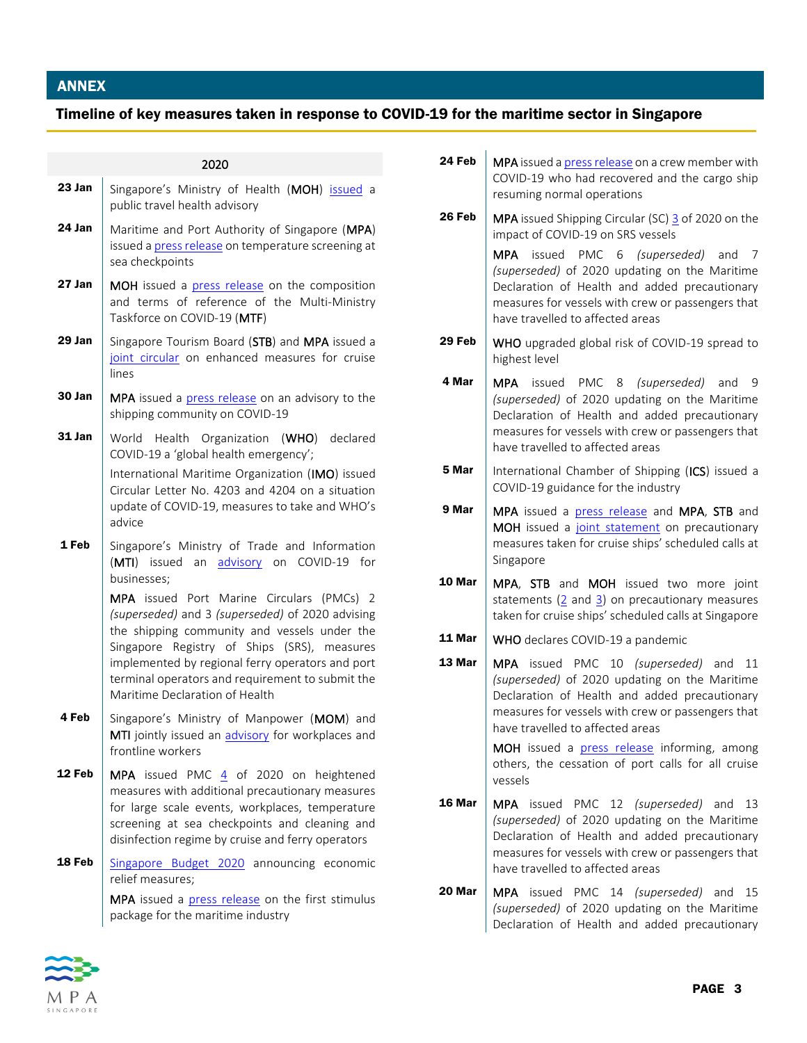## ANNEX

### Timeline of key measures taken in response to COVID-19 for the maritime sector in Singapore

| 2020 | |
|---|---|
| **23 Jan** | Singapore's Ministry of Health (**MOH**) issued a public travel health advisory |
| **24 Jan** | Maritime and Port Authority of Singapore (**MPA**) issued a press release on temperature screening at sea checkpoints |
| **27 Jan** | **MOH** issued a press release on the composition and terms of reference of the Multi-Ministry Taskforce on COVID-19 (**MTF**) |
| **29 Jan** | Singapore Tourism Board (**STB**) and **MPA** issued a joint circular on enhanced measures for cruise lines |
| **30 Jan** | **MPA** issued a press release on an advisory to the shipping community on COVID-19 |
| **31 Jan** | World Health Organization (**WHO**) declared COVID-19 a 'global health emergency';<br>International Maritime Organization (**IMO**) issued Circular Letter No. 4203 and 4204 on a situation update of COVID-19, measures to take and WHO's advice |
| **1 Feb** | Singapore's Ministry of Trade and Information (**MTI**) issued an advisory on COVID-19 for businesses;<br>**MPA** issued Port Marine Circulars (PMCs) 2 *(superseded)* and 3 *(superseded)* of 2020 advising the shipping community and vessels under the Singapore Registry of Ships (SRS), measures implemented by regional ferry operators and port terminal operators and requirement to submit the Maritime Declaration of Health |
| **4 Feb** | Singapore's Ministry of Manpower (**MOM**) and **MTI** jointly issued an advisory for workplaces and frontline workers |
| **12 Feb** | **MPA** issued PMC 4 of 2020 on heightened measures with additional precautionary measures for large scale events, workplaces, temperature screening at sea checkpoints and cleaning and disinfection regime by cruise and ferry operators |
| **18 Feb** | Singapore Budget 2020 announcing economic relief measures;<br>**MPA** issued a press release on the first stimulus package for the maritime industry |
| **24 Feb** | **MPA** issued a press release on a crew member with COVID-19 who had recovered and the cargo ship resuming normal operations |
| **26 Feb** | **MPA** issued Shipping Circular (SC) 3 of 2020 on the impact of COVID-19 on SRS vessels<br>**MPA** issued PMC 6 *(superseded)* and 7 *(superseded)* of 2020 updating on the Maritime Declaration of Health and added precautionary measures for vessels with crew or passengers that have travelled to affected areas |
| **29 Feb** | **WHO** upgraded global risk of COVID-19 spread to highest level |
| **4 Mar** | **MPA** issued PMC 8 *(superseded)* and 9 *(superseded)* of 2020 updating on the Maritime Declaration of Health and added precautionary measures for vessels with crew or passengers that have travelled to affected areas |
| **5 Mar** | International Chamber of Shipping (**ICS**) issued a COVID-19 guidance for the industry |
| **9 Mar** | **MPA** issued a press release and **MPA**, **STB** and **MOH** issued a joint statement on precautionary measures taken for cruise ships' scheduled calls at Singapore |
| **10 Mar** | **MPA**, **STB** and **MOH** issued two more joint statements (2 and 3) on precautionary measures taken for cruise ships' scheduled calls at Singapore |
| **11 Mar** | **WHO** declares COVID-19 a pandemic |
| **13 Mar** | **MPA** issued PMC 10 *(superseded)* and 11 *(superseded)* of 2020 updating on the Maritime Declaration of Health and added precautionary measures for vessels with crew or passengers that have travelled to affected areas<br>**MOH** issued a press release informing, among others, the cessation of port calls for all cruise vessels |
| **16 Mar** | **MPA** issued PMC 12 *(superseded)* and 13 *(superseded)* of 2020 updating on the Maritime Declaration of Health and added precautionary measures for vessels with crew or passengers that have travelled to affected areas |
| **20 Mar** | **MPA** issued PMC 14 *(superseded)* and 15 *(superseded)* of 2020 updating on the Maritime Declaration of Health and added precautionary |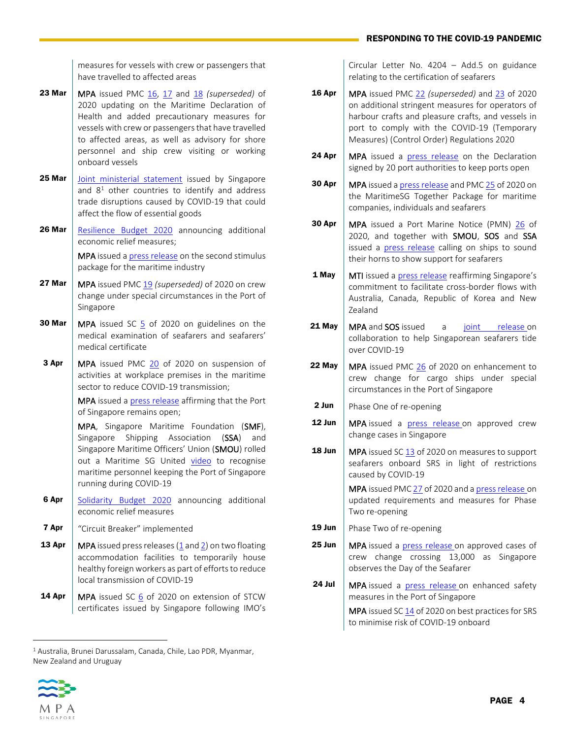| | |
|---|---|
| | measures for vessels with crew or passengers that have travelled to affected areas |
| **23 Mar** | MPA issued PMC 16, 17 and 18 *(superseded)* of 2020 updating on the Maritime Declaration of Health and added precautionary measures for vessels with crew or passengers that have travelled to affected areas, as well as advisory for shore personnel and ship crew visiting or working onboard vessels |
| **25 Mar** | Joint ministerial statement issued by Singapore and 8[1] other countries to identify and address trade disruptions caused by COVID-19 that could affect the flow of essential goods |
| **26 Mar** | Resilience Budget 2020 announcing additional economic relief measures;<br>MPA issued a press release on the second stimulus package for the maritime industry |
| **27 Mar** | MPA issued PMC 19 *(superseded)* of 2020 on crew change under special circumstances in the Port of Singapore |
| **30 Mar** | MPA issued SC 5 of 2020 on guidelines on the medical examination of seafarers and seafarers' medical certificate |
| **3 Apr** | MPA issued PMC 20 of 2020 on suspension of activities at workplace premises in the maritime sector to reduce COVID-19 transmission;<br>MPA issued a press release affirming that the Port of Singapore remains open;<br>MPA, Singapore Maritime Foundation (SMF), Singapore Shipping Association (SSA) and Singapore Maritime Officers' Union (SMOU) rolled out a Maritime SG United video to recognise maritime personnel keeping the Port of Singapore running during COVID-19 |
| **6 Apr** | Solidarity Budget 2020 announcing additional economic relief measures |
| **7 Apr** | "Circuit Breaker" implemented |
| **13 Apr** | MPA issued press releases (1 and 2) on two floating accommodation facilities to temporarily house healthy foreign workers as part of efforts to reduce local transmission of COVID-19 |
| **14 Apr** | MPA issued SC 6 of 2020 on extension of STCW certificates issued by Singapore following IMO's Circular Letter No. 4204 – Add.5 on guidance relating to the certification of seafarers |
| **16 Apr** | MPA issued PMC 22 *(superseded)* and 23 of 2020 on additional stringent measures for operators of harbour crafts and pleasure crafts, and vessels in port to comply with the COVID-19 (Temporary Measures) (Control Order) Regulations 2020 |
| **24 Apr** | MPA issued a press release on the Declaration signed by 20 port authorities to keep ports open |
| **30 Apr** | MPA issued a press release and PMC 25 of 2020 on the MaritimeSG Together Package for maritime companies, individuals and seafarers |
| **30 Apr** | MPA issued a Port Marine Notice (PMN) 26 of 2020, and together with SMOU, SOS and SSA issued a press release calling on ships to sound their horns to show support for seafarers |
| **1 May** | MTI issued a press release reaffirming Singapore's commitment to facilitate cross-border flows with Australia, Canada, Republic of Korea and New Zealand |
| **21 May** | MPA and SOS issued a joint release on collaboration to help Singaporean seafarers tide over COVID-19 |
| **22 May** | MPA issued PMC 26 of 2020 on enhancement to crew change for cargo ships under special circumstances in the Port of Singapore |
| **2 Jun** | Phase One of re-opening |
| **12 Jun** | MPA issued a press release on approved crew change cases in Singapore |
| **18 Jun** | MPA issued SC 13 of 2020 on measures to support seafarers onboard SRS in light of restrictions caused by COVID-19<br>MPA issued PMC 27 of 2020 and a press release on updated requirements and measures for Phase Two re-opening |
| **19 Jun** | Phase Two of re-opening |
| **25 Jun** | MPA issued a press release on approved cases of crew change crossing 13,000 as Singapore observes the Day of the Seafarer |
| **24 Jul** | MPA issued a press release on enhanced safety measures in the Port of Singapore<br>MPA issued SC 14 of 2020 on best practices for SRS to minimise risk of COVID-19 onboard |

[1] Australia, Brunei Darussalam, Canada, Chile, Lao PDR, Myanmar, New Zealand and Uruguay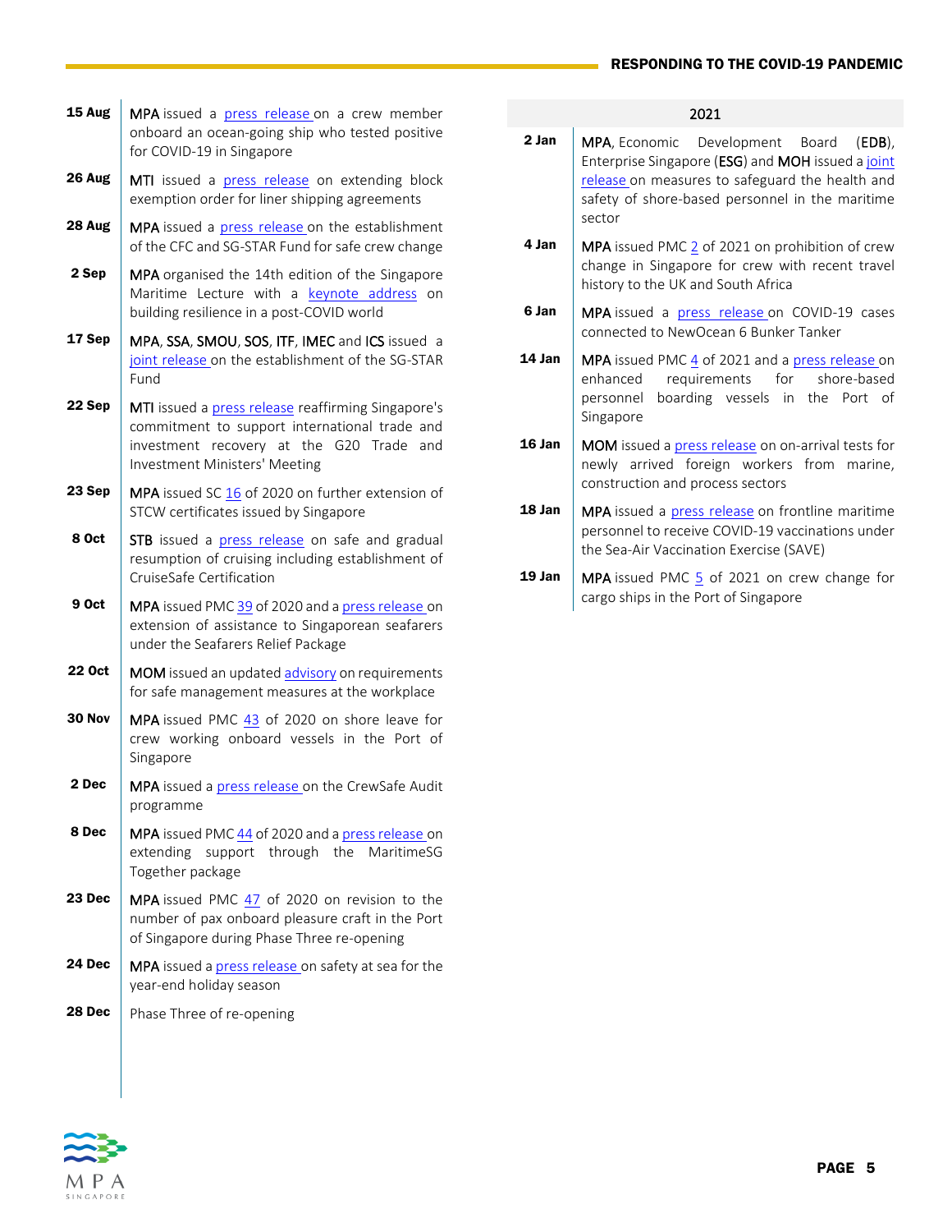| | |
|---|---|
| **15 Aug** | MPA issued a press release on a crew member onboard an ocean-going ship who tested positive for COVID-19 in Singapore |
| **26 Aug** | MTI issued a press release on extending block exemption order for liner shipping agreements |
| **28 Aug** | MPA issued a press release on the establishment of the CFC and SG-STAR Fund for safe crew change |
| **2 Sep** | MPA organised the 14th edition of the Singapore Maritime Lecture with a keynote address on building resilience in a post-COVID world |
| **17 Sep** | MPA, SSA, SMOU, SOS, ITF, IMEC and ICS issued a joint release on the establishment of the SG-STAR Fund |
| **22 Sep** | MTI issued a press release reaffirming Singapore's commitment to support international trade and investment recovery at the G20 Trade and Investment Ministers' Meeting |
| **23 Sep** | MPA issued SC 16 of 2020 on further extension of STCW certificates issued by Singapore |
| **8 Oct** | STB issued a press release on safe and gradual resumption of cruising including establishment of CruiseSafe Certification |
| **9 Oct** | MPA issued PMC 39 of 2020 and a press release on extension of assistance to Singaporean seafarers under the Seafarers Relief Package |
| **22 Oct** | MOM issued an updated advisory on requirements for safe management measures at the workplace |
| **30 Nov** | MPA issued PMC 43 of 2020 on shore leave for crew working onboard vessels in the Port of Singapore |
| **2 Dec** | MPA issued a press release on the CrewSafe Audit programme |
| **8 Dec** | MPA issued PMC 44 of 2020 and a press release on extending support through the MaritimeSG Together package |
| **23 Dec** | MPA issued PMC 47 of 2020 on revision to the number of pax onboard pleasure craft in the Port of Singapore during Phase Three re-opening |
| **24 Dec** | MPA issued a press release on safety at sea for the year-end holiday season |
| **28 Dec** | Phase Three of re-opening |

| 2021 | |
|---|---|
| **2 Jan** | MPA, Economic Development Board (EDB), Enterprise Singapore (ESG) and MOH issued a joint release on measures to safeguard the health and safety of shore-based personnel in the maritime sector |
| **4 Jan** | MPA issued PMC 2 of 2021 on prohibition of crew change in Singapore for crew with recent travel history to the UK and South Africa |
| **6 Jan** | MPA issued a press release on COVID-19 cases connected to NewOcean 6 Bunker Tanker |
| **14 Jan** | MPA issued PMC 4 of 2021 and a press release on enhanced requirements for shore-based personnel boarding vessels in the Port of Singapore |
| **16 Jan** | MOM issued a press release on on-arrival tests for newly arrived foreign workers from marine, construction and process sectors |
| **18 Jan** | MPA issued a press release on frontline maritime personnel to receive COVID-19 vaccinations under the Sea-Air Vaccination Exercise (SAVE) |
| **19 Jan** | MPA issued PMC 5 of 2021 on crew change for cargo ships in the Port of Singapore |